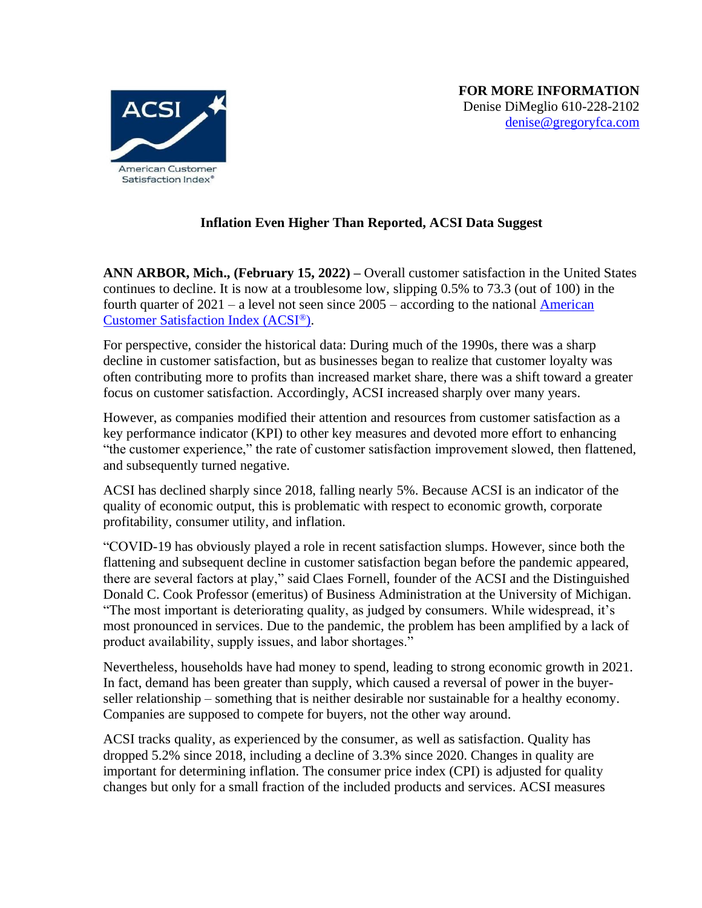American Customer Satisfaction Index®

**FOR MORE INFORMATION**
Denise DiMeglio 610-228-2102
denise@gregoryfca.com

**Inflation Even Higher Than Reported, ACSI Data Suggest**

**ANN ARBOR, Mich., (February 15, 2022) –** Overall customer satisfaction in the United States continues to decline. It is now at a troublesome low, slipping 0.5% to 73.3 (out of 100) in the fourth quarter of 2021 – a level not seen since 2005 – according to the national American Customer Satisfaction Index (ACSI®).

For perspective, consider the historical data: During much of the 1990s, there was a sharp decline in customer satisfaction, but as businesses began to realize that customer loyalty was often contributing more to profits than increased market share, there was a shift toward a greater focus on customer satisfaction. Accordingly, ACSI increased sharply over many years.

However, as companies modified their attention and resources from customer satisfaction as a key performance indicator (KPI) to other key measures and devoted more effort to enhancing "the customer experience," the rate of customer satisfaction improvement slowed, then flattened, and subsequently turned negative.

ACSI has declined sharply since 2018, falling nearly 5%. Because ACSI is an indicator of the quality of economic output, this is problematic with respect to economic growth, corporate profitability, consumer utility, and inflation.

"COVID-19 has obviously played a role in recent satisfaction slumps. However, since both the flattening and subsequent decline in customer satisfaction began before the pandemic appeared, there are several factors at play," said Claes Fornell, founder of the ACSI and the Distinguished Donald C. Cook Professor (emeritus) of Business Administration at the University of Michigan. "The most important is deteriorating quality, as judged by consumers. While widespread, it's most pronounced in services. Due to the pandemic, the problem has been amplified by a lack of product availability, supply issues, and labor shortages."

Nevertheless, households have had money to spend, leading to strong economic growth in 2021. In fact, demand has been greater than supply, which caused a reversal of power in the buyer-seller relationship – something that is neither desirable nor sustainable for a healthy economy. Companies are supposed to compete for buyers, not the other way around.

ACSI tracks quality, as experienced by the consumer, as well as satisfaction. Quality has dropped 5.2% since 2018, including a decline of 3.3% since 2020. Changes in quality are important for determining inflation. The consumer price index (CPI) is adjusted for quality changes but only for a small fraction of the included products and services. ACSI measures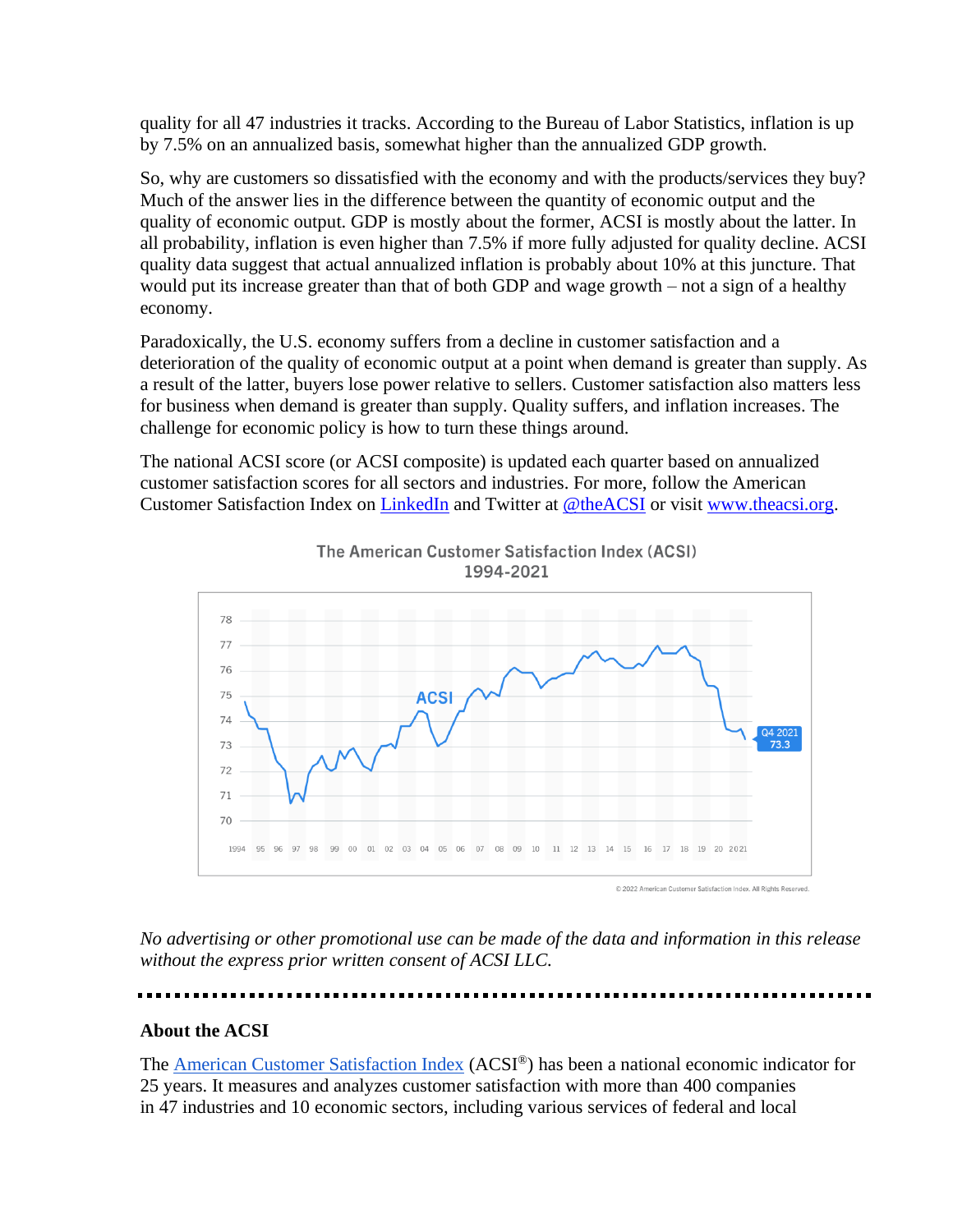quality for all 47 industries it tracks. According to the Bureau of Labor Statistics, inflation is up by 7.5% on an annualized basis, somewhat higher than the annualized GDP growth.

So, why are customers so dissatisfied with the economy and with the products/services they buy? Much of the answer lies in the difference between the quantity of economic output and the quality of economic output. GDP is mostly about the former, ACSI is mostly about the latter. In all probability, inflation is even higher than 7.5% if more fully adjusted for quality decline. ACSI quality data suggest that actual annualized inflation is probably about 10% at this juncture. That would put its increase greater than that of both GDP and wage growth – not a sign of a healthy economy.

Paradoxically, the U.S. economy suffers from a decline in customer satisfaction and a deterioration of the quality of economic output at a point when demand is greater than supply. As a result of the latter, buyers lose power relative to sellers. Customer satisfaction also matters less for business when demand is greater than supply. Quality suffers, and inflation increases. The challenge for economic policy is how to turn these things around.

The national ACSI score (or ACSI composite) is updated each quarter based on annualized customer satisfaction scores for all sectors and industries. For more, follow the American Customer Satisfaction Index on LinkedIn and Twitter at @theACSI or visit www.theacsi.org.

The American Customer Satisfaction Index (ACSI) 1994-2021

© 2022 American Customer Satisfaction Index. All Rights Reserved.

*No advertising or other promotional use can be made of the data and information in this release without the express prior written consent of ACSI LLC.*

---

**About the ACSI**

The American Customer Satisfaction Index (ACSI®) has been a national economic indicator for 25 years. It measures and analyzes customer satisfaction with more than 400 companies in 47 industries and 10 economic sectors, including various services of federal and local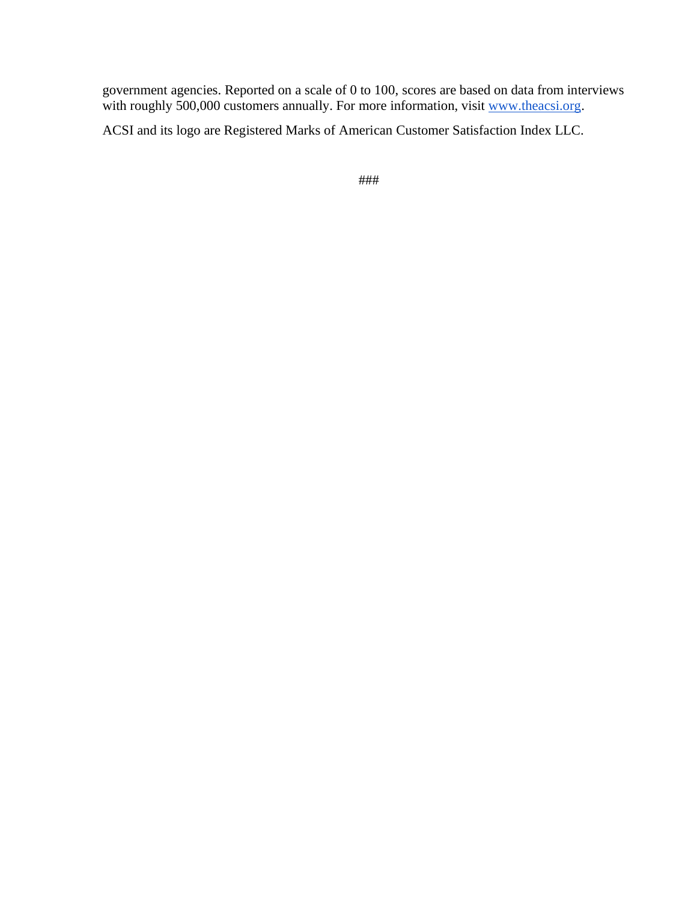government agencies. Reported on a scale of 0 to 100, scores are based on data from interviews with roughly 500,000 customers annually. For more information, visit [www.theacsi.org](http://www.theacsi.org).

ACSI and its logo are Registered Marks of American Customer Satisfaction Index LLC.

###